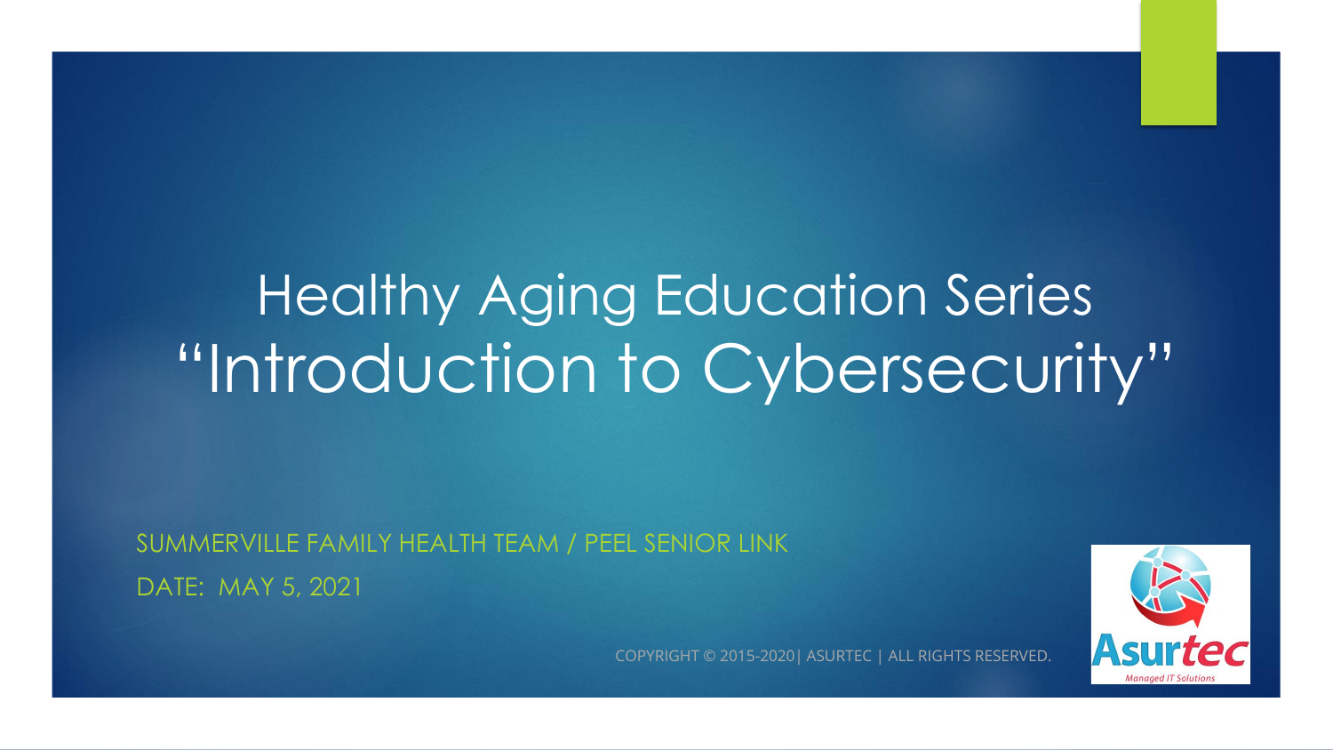# Healthy Aging Education Series
# "Introduction to Cybersecurity"

SUMMERVILLE FAMILY HEALTH TEAM / PEEL SENIOR LINK

DATE: MAY 5, 2021

COPYRIGHT © 2015-2020| ASURTEC | ALL RIGHTS RESERVED.

Asurtec
Managed IT Solutions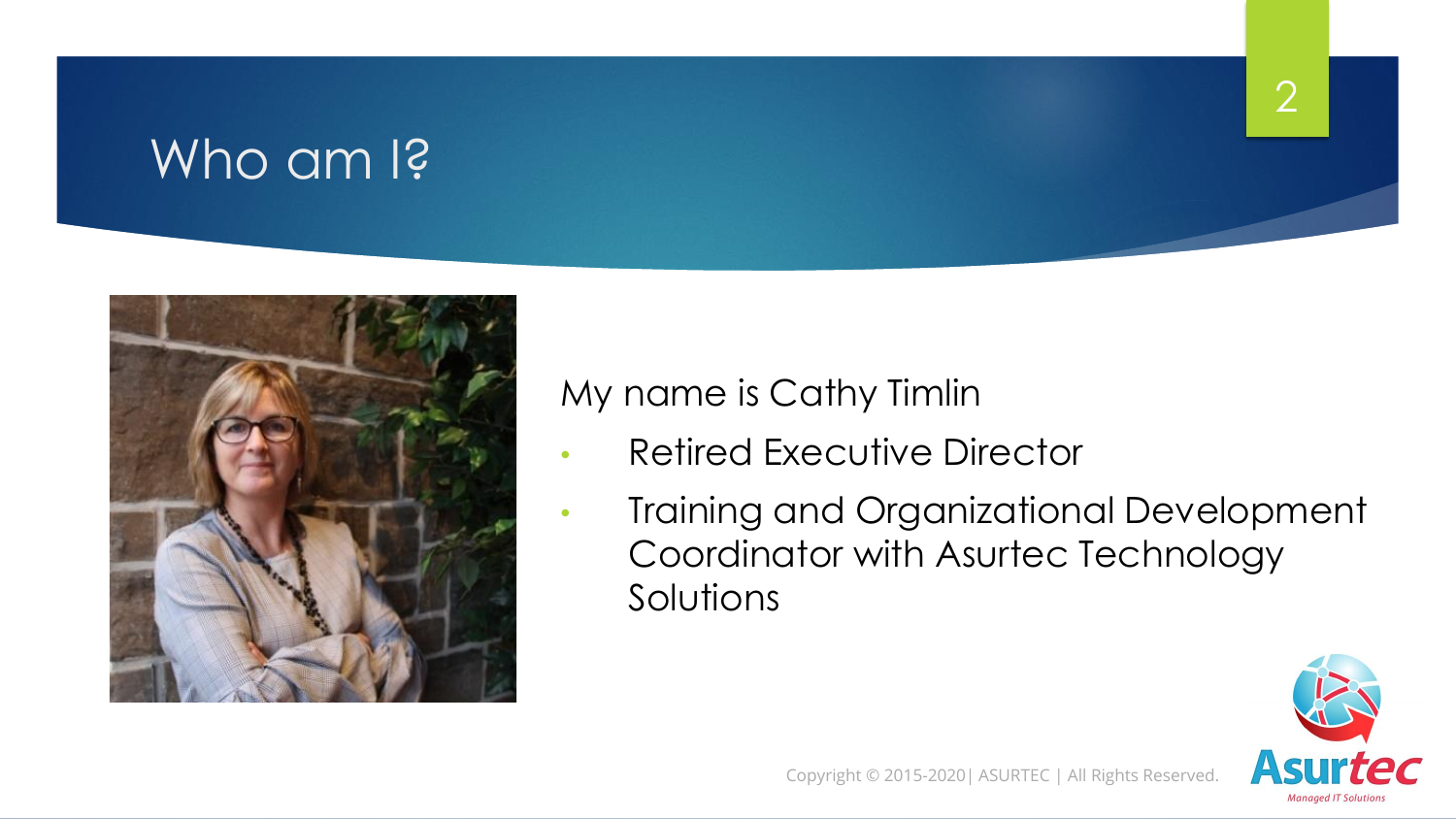# Who am I?

My name is Cathy Timlin

- Retired Executive Director
- Training and Organizational Development Coordinator with Asurtec Technology Solutions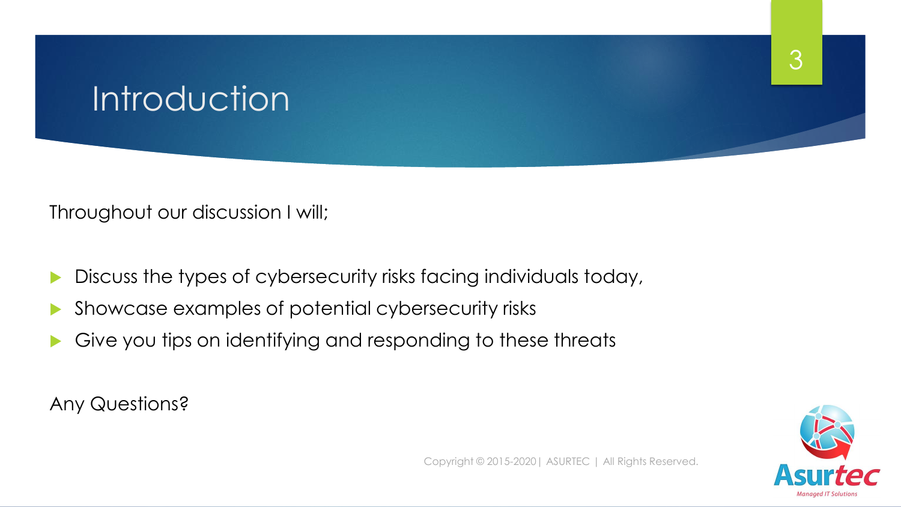# Introduction

Throughout our discussion I will;

- Discuss the types of cybersecurity risks facing individuals today,
- Showcase examples of potential cybersecurity risks
- Give you tips on identifying and responding to these threats

Any Questions?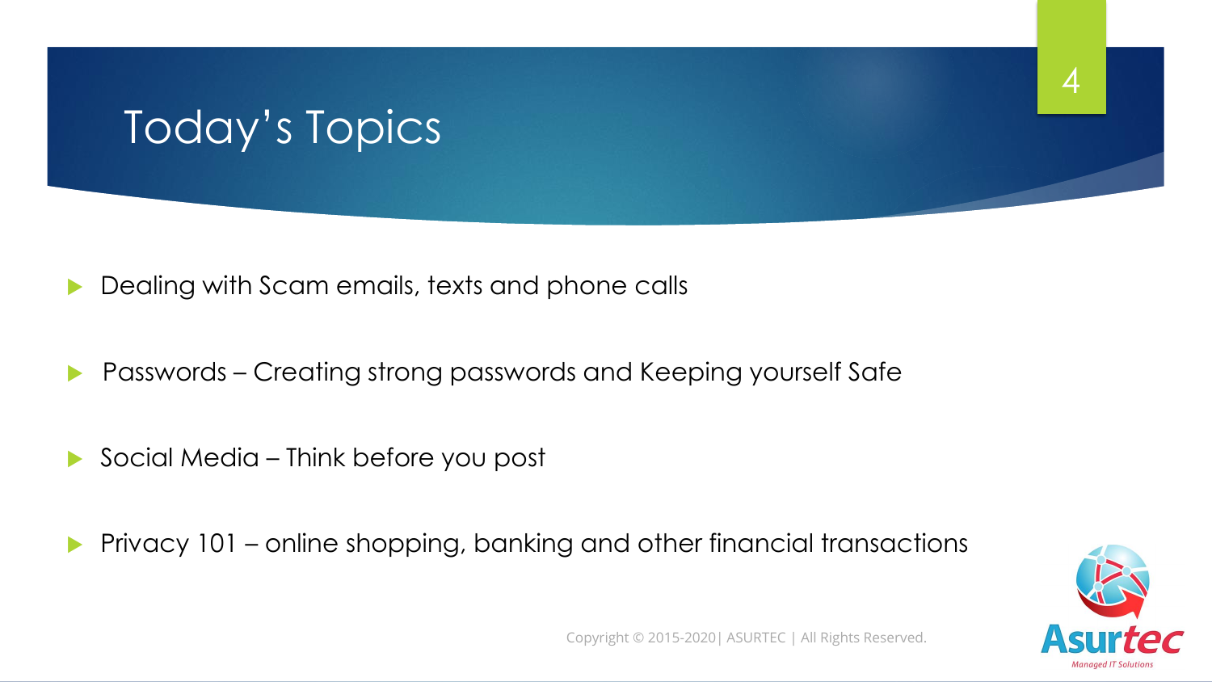# Today's Topics

- Dealing with Scam emails, texts and phone calls
- Passwords – Creating strong passwords and Keeping yourself Safe
- Social Media – Think before you post
- Privacy 101 – online shopping, banking and other financial transactions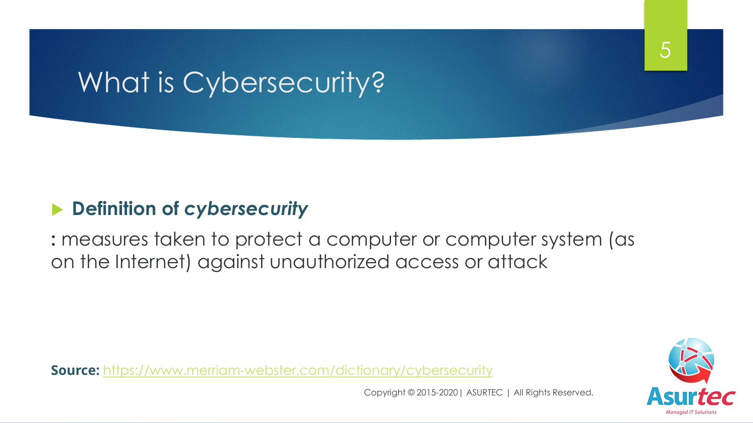# What is Cybersecurity?

- **Definition of *cybersecurity***

**:** measures taken to protect a computer or computer system (as on the Internet) against unauthorized access or attack

**Source:** https://www.merriam-webster.com/dictionary/cybersecurity

Copyright © 2015-2020 | ASURTEC | All Rights Reserved.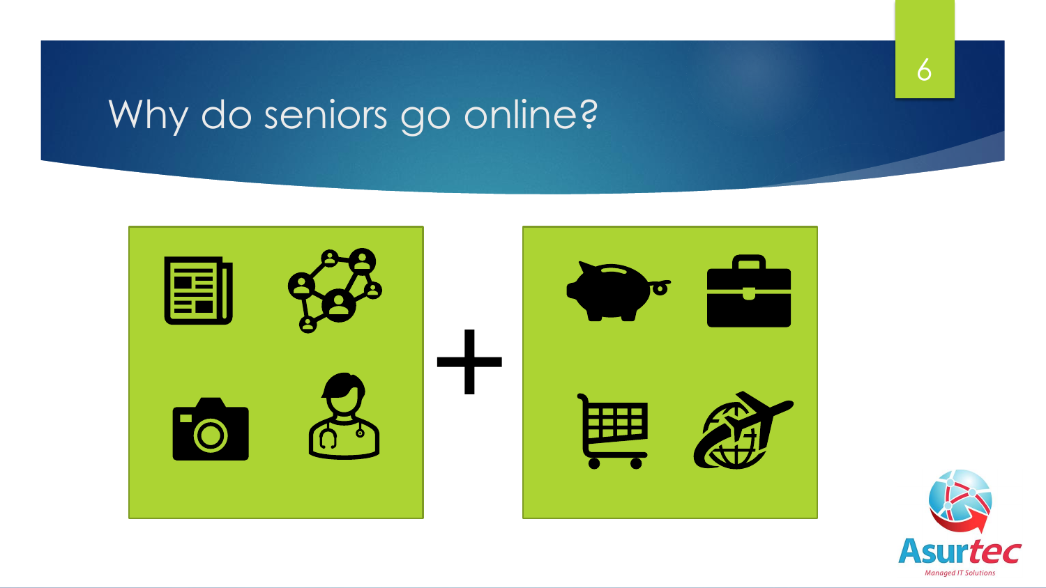# Why do seniors go online?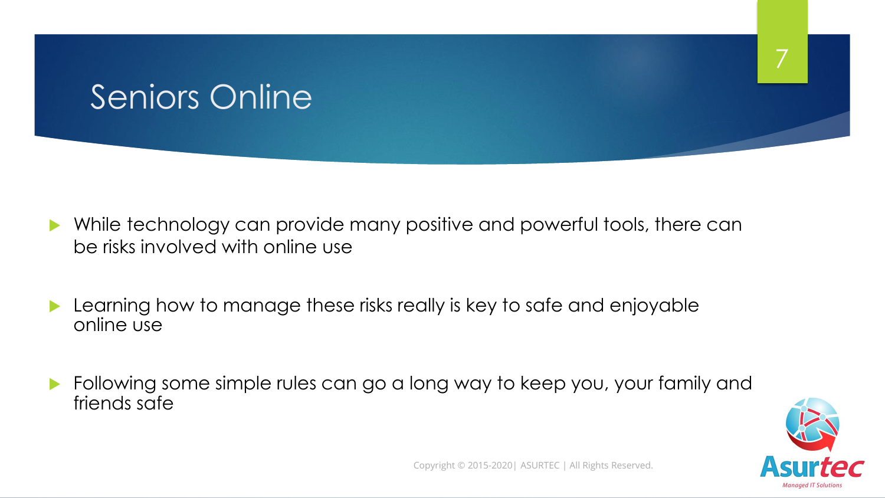# Seniors Online

- While technology can provide many positive and powerful tools, there can be risks involved with online use
- Learning how to manage these risks really is key to safe and enjoyable online use
- Following some simple rules can go a long way to keep you, your family and friends safe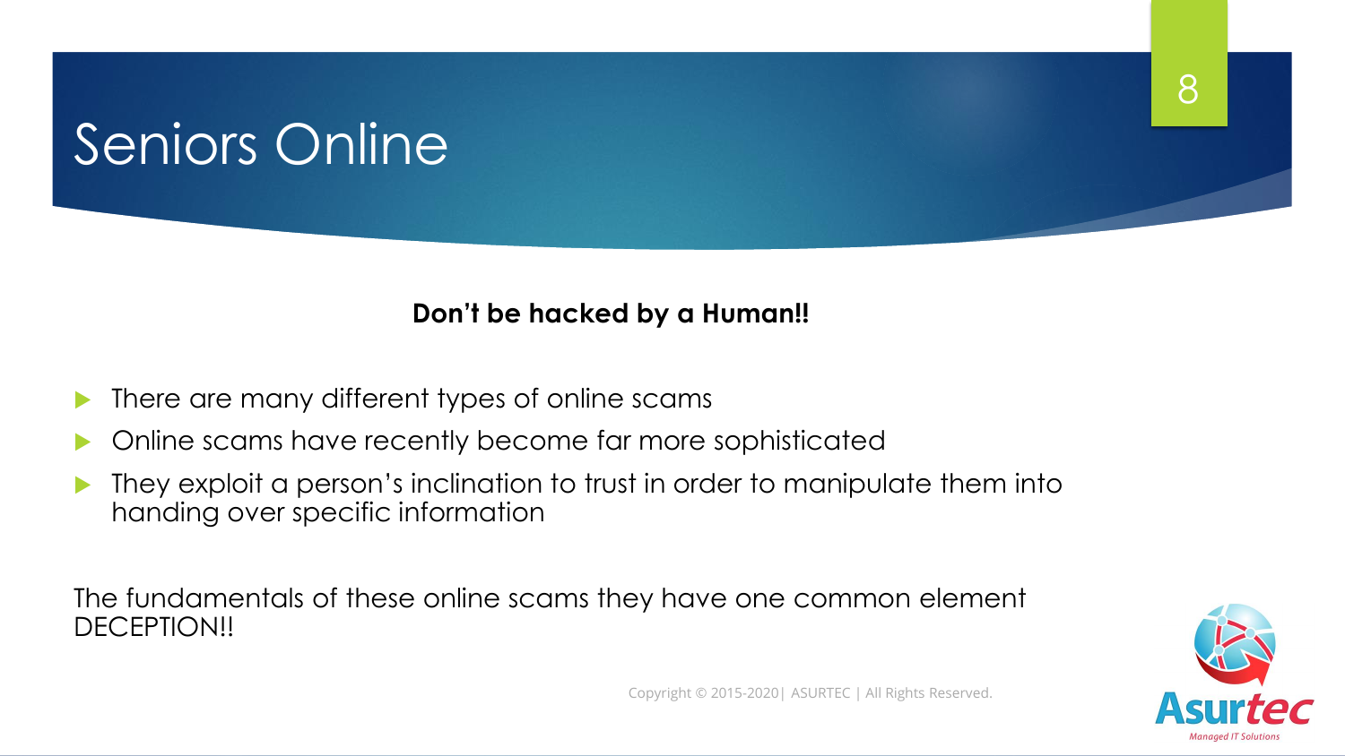# Seniors Online

**Don't be hacked by a Human!!**

- There are many different types of online scams
- Online scams have recently become far more sophisticated
- They exploit a person's inclination to trust in order to manipulate them into handing over specific information

The fundamentals of these online scams they have one common element DECEPTION!!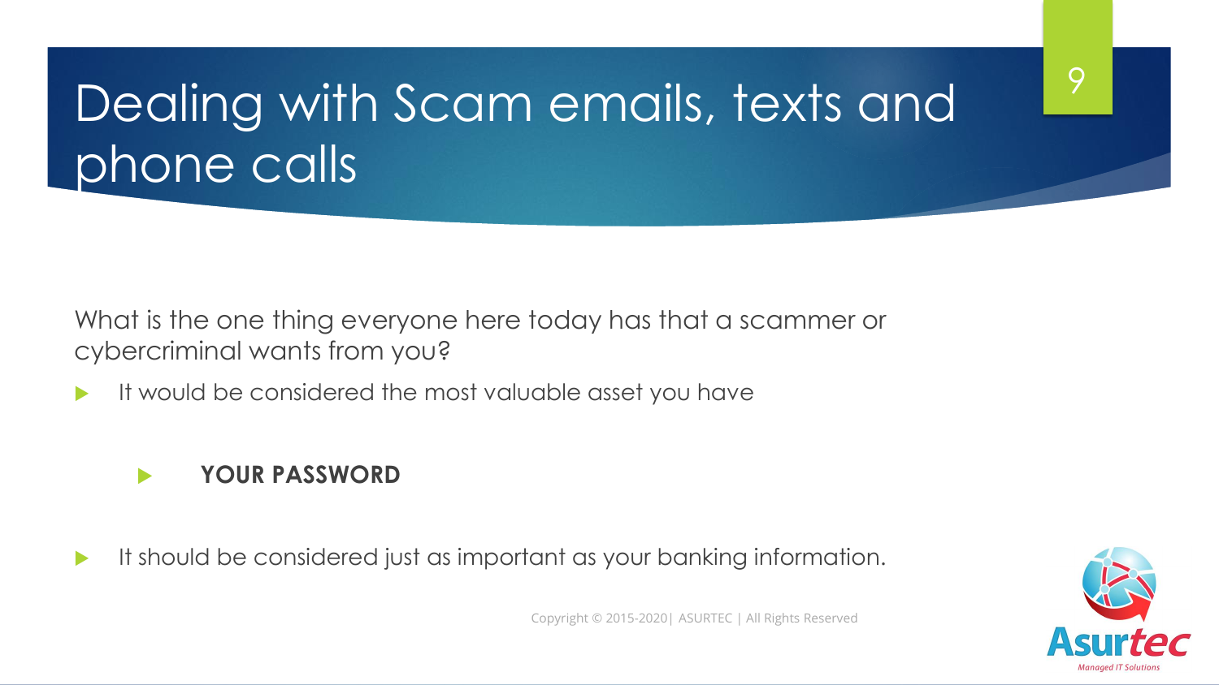# Dealing with Scam emails, texts and phone calls

What is the one thing everyone here today has that a scammer or cybercriminal wants from you?

- It would be considered the most valuable asset you have
  - **YOUR PASSWORD**
- It should be considered just as important as your banking information.

Copyright © 2015-2020| ASURTEC | All Rights Reserved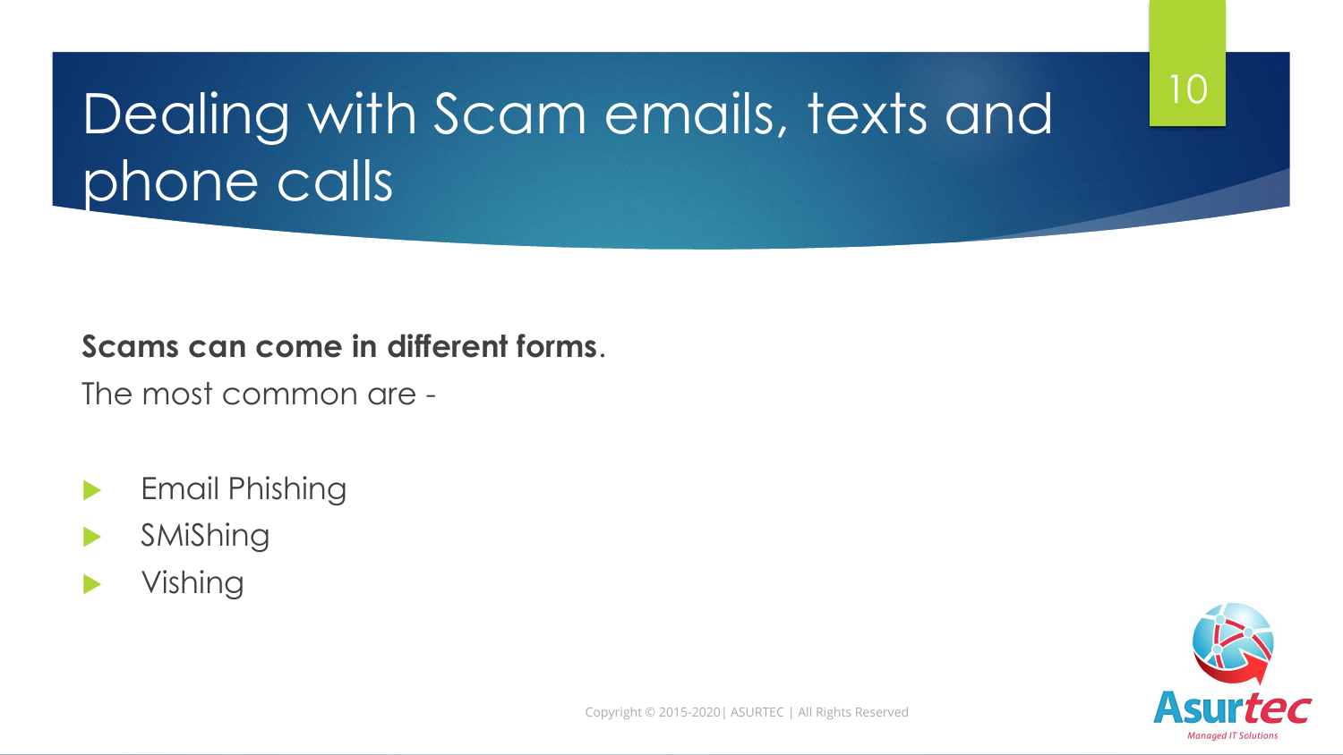# Dealing with Scam emails, texts and phone calls

**Scams can come in different forms**.

The most common are -

- Email Phishing
- SMiShing
- Vishing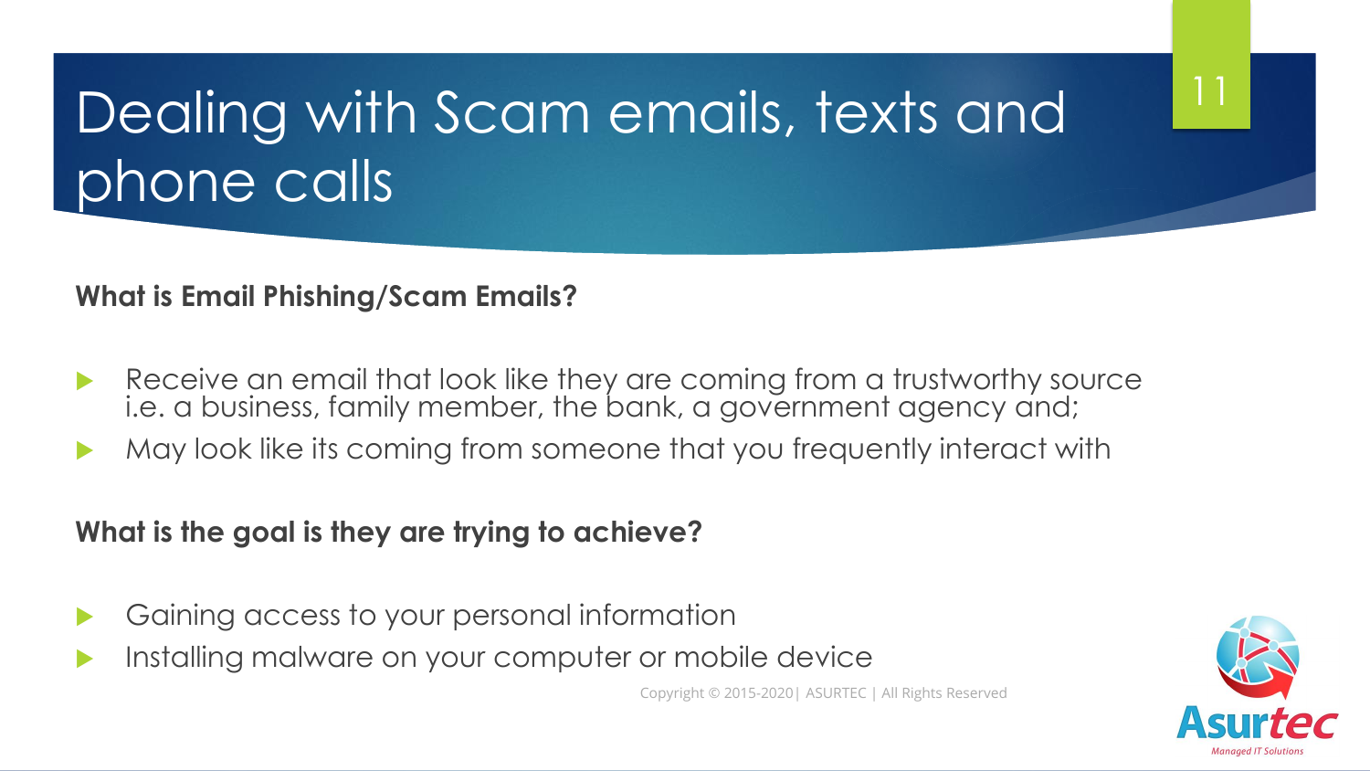# Dealing with Scam emails, texts and phone calls

**What is Email Phishing/Scam Emails?**

- Receive an email that look like they are coming from a trustworthy source i.e. a business, family member, the bank, a government agency and;
- May look like its coming from someone that you frequently interact with

**What is the goal is they are trying to achieve?**

- Gaining access to your personal information
- Installing malware on your computer or mobile device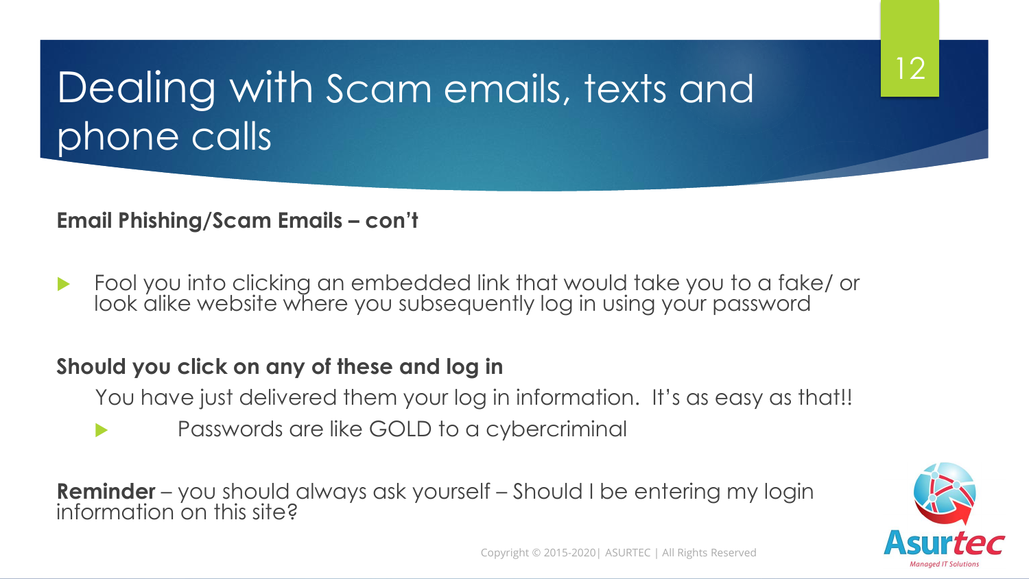# Dealing with Scam emails, texts and phone calls

**Email Phishing/Scam Emails – con't**

- Fool you into clicking an embedded link that would take you to a fake/ or look alike website where you subsequently log in using your password

**Should you click on any of these and log in**

You have just delivered them your log in information. It's as easy as that!!

- Passwords are like GOLD to a cybercriminal

**Reminder** – you should always ask yourself – Should I be entering my login information on this site?

Copyright © 2015-2020| ASURTEC | All Rights Reserved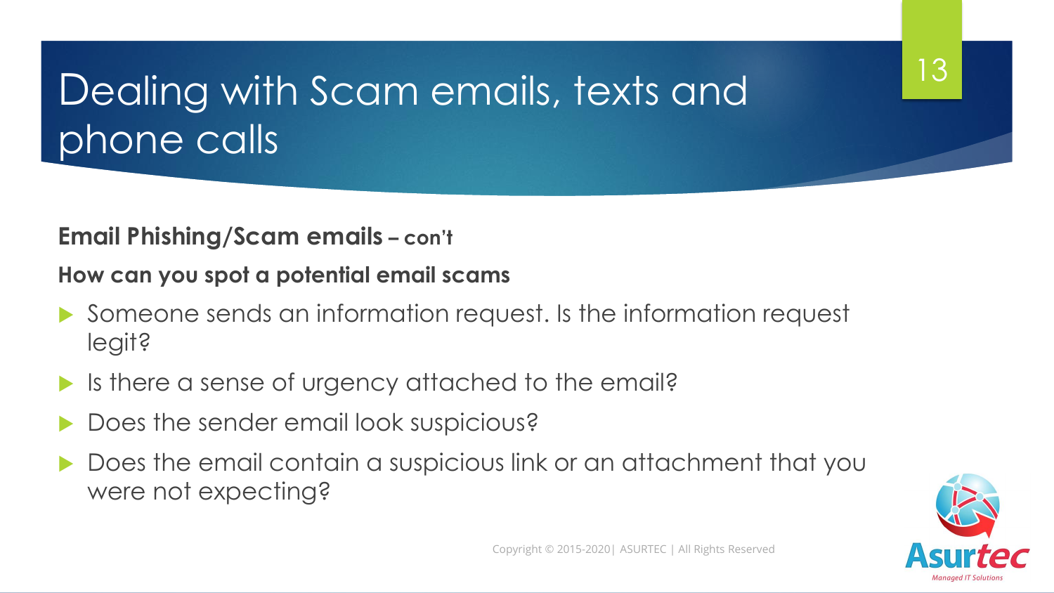# Dealing with Scam emails, texts and phone calls

**Email Phishing/Scam emails – con't**

**How can you spot a potential email scams**

- Someone sends an information request. Is the information request legit?
- Is there a sense of urgency attached to the email?
- Does the sender email look suspicious?
- Does the email contain a suspicious link or an attachment that you were not expecting?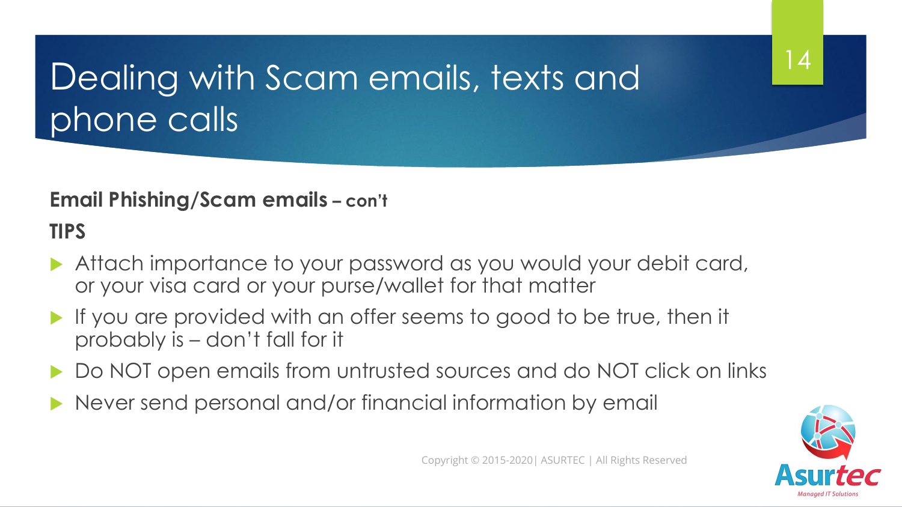# Dealing with Scam emails, texts and phone calls

**Email Phishing/Scam emails – con't**

**TIPS**

- Attach importance to your password as you would your debit card, or your visa card or your purse/wallet for that matter
- If you are provided with an offer seems to good to be true, then it probably is – don't fall for it
- Do NOT open emails from untrusted sources and do NOT click on links
- Never send personal and/or financial information by email

Copyright © 2015-2020| ASURTEC | All Rights Reserved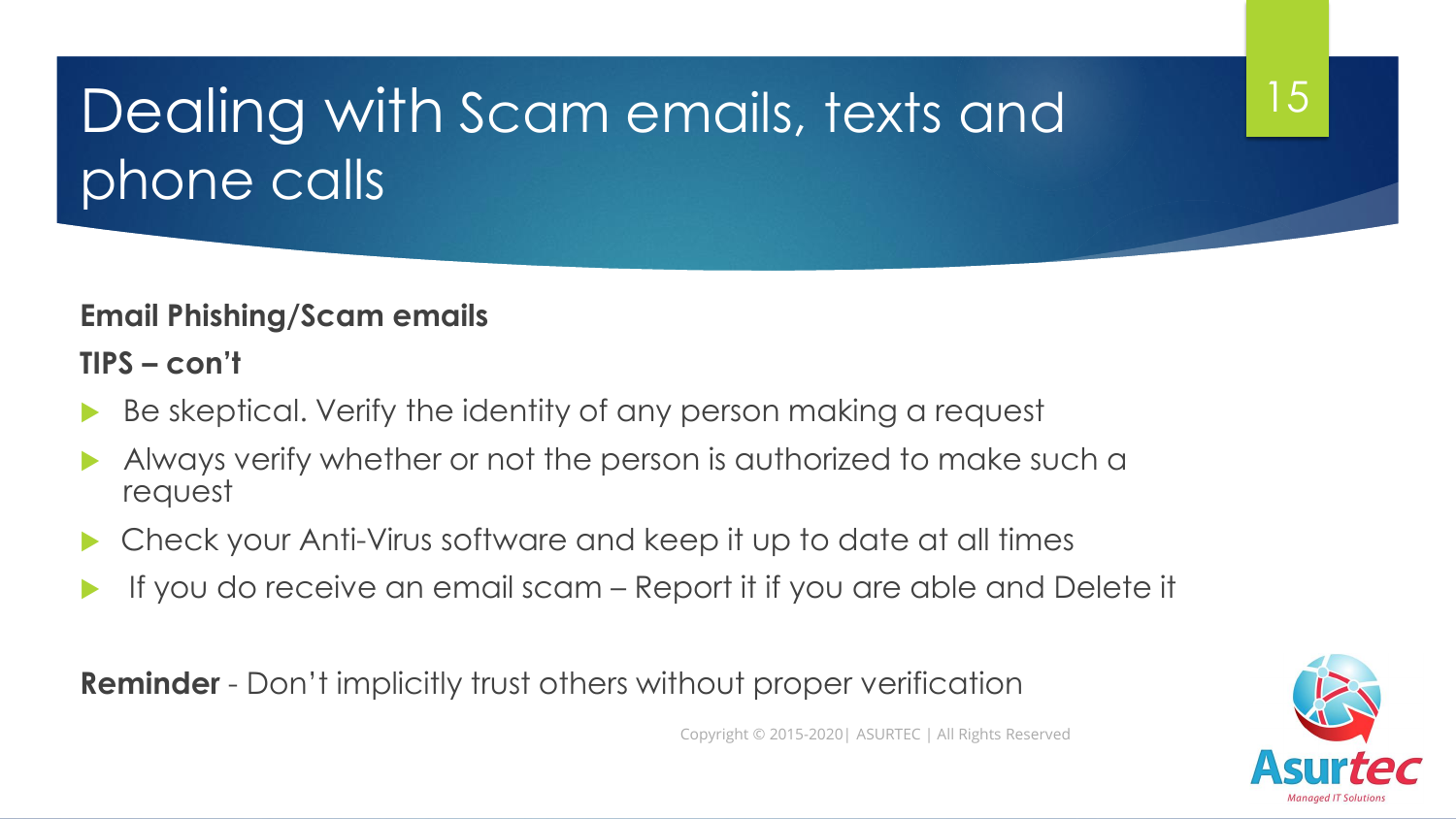# Dealing with Scam emails, texts and phone calls

**Email Phishing/Scam emails**

**TIPS – con't**

- Be skeptical. Verify the identity of any person making a request
- Always verify whether or not the person is authorized to make such a request
- Check your Anti-Virus software and keep it up to date at all times
- If you do receive an email scam – Report it if you are able and Delete it

**Reminder** - Don't implicitly trust others without proper verification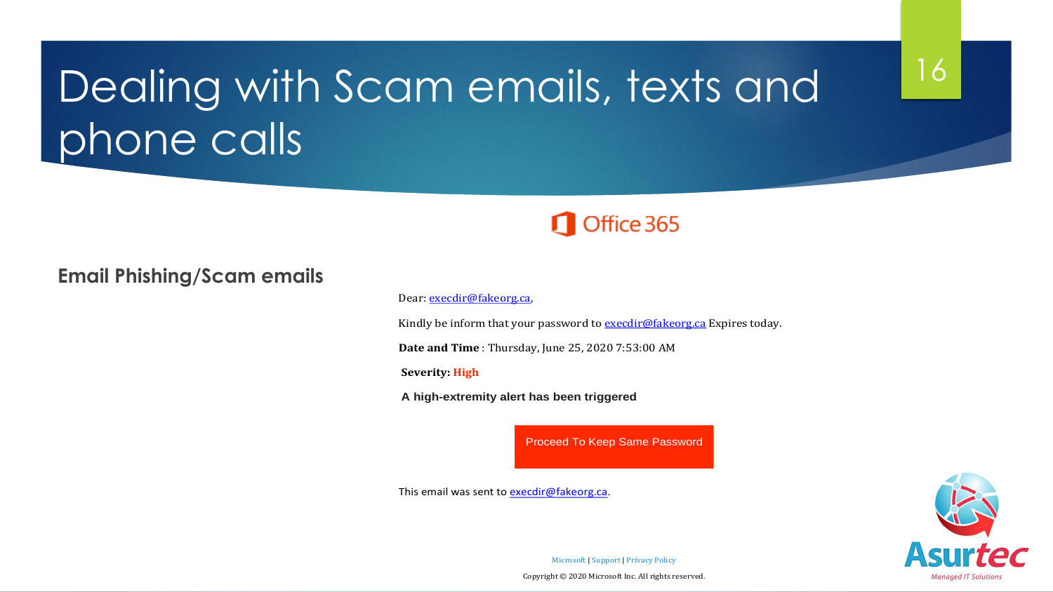# Dealing with Scam emails, texts and phone calls

**Email Phishing/Scam emails**

Office 365

Dear: execdir@fakeorg.ca,

Kindly be inform that your password to execdir@fakeorg.ca Expires today.

**Date and Time** : Thursday, June 25, 2020 7:53:00 AM

**Severity: High**

**A high-extremity alert has been triggered**

Proceed To Keep Same Password

This email was sent to execdir@fakeorg.ca.

Microsoft | Support | Privacy Policy

Copyright © 2020 Microsoft Inc. All rights reserved.

Asurtec
*Managed IT Solutions*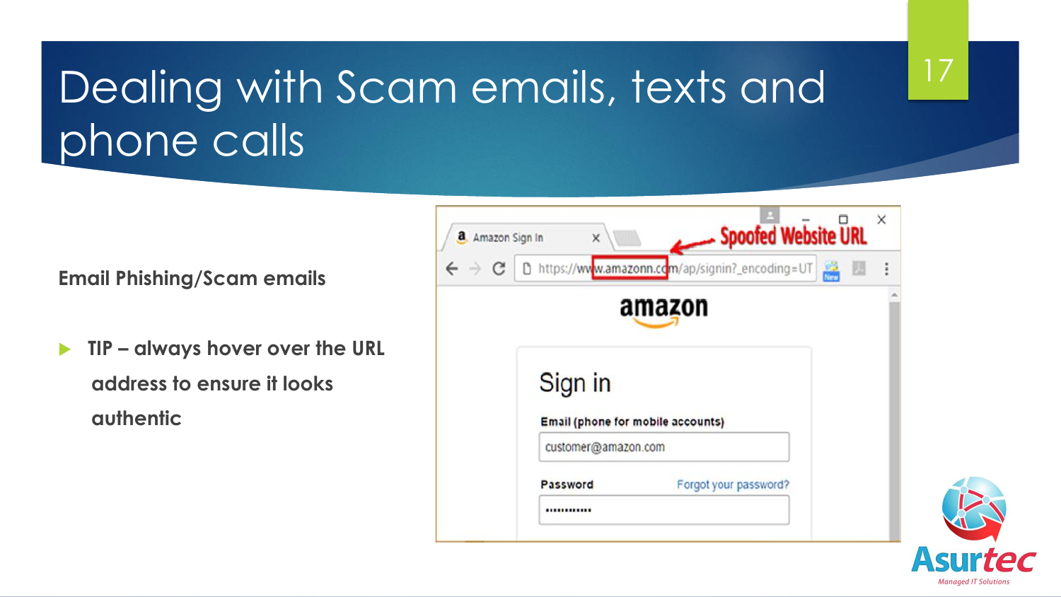# Dealing with Scam emails, texts and phone calls

**Email Phishing/Scam emails**

- **TIP – always hover over the URL address to ensure it looks authentic**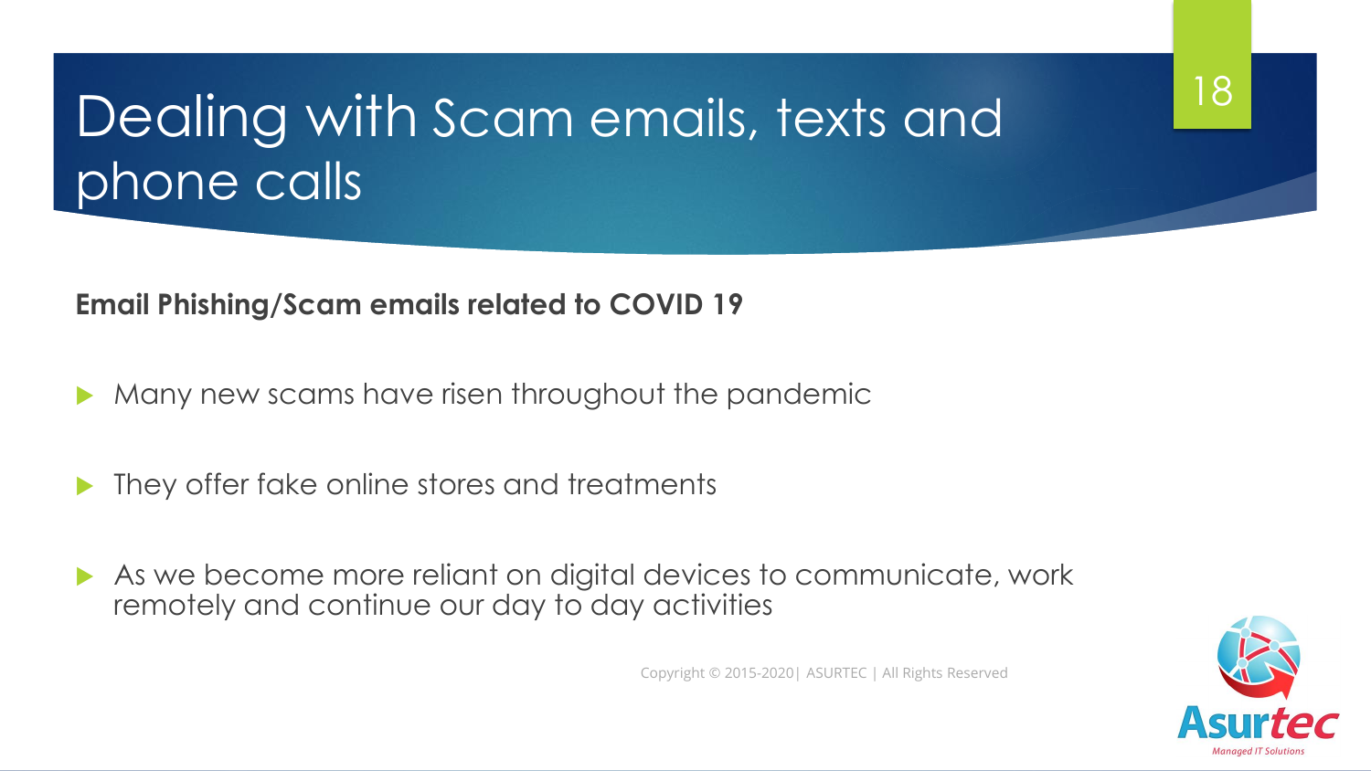# Dealing with Scam emails, texts and phone calls

**Email Phishing/Scam emails related to COVID 19**

- Many new scams have risen throughout the pandemic
- They offer fake online stores and treatments
- As we become more reliant on digital devices to communicate, work remotely and continue our day to day activities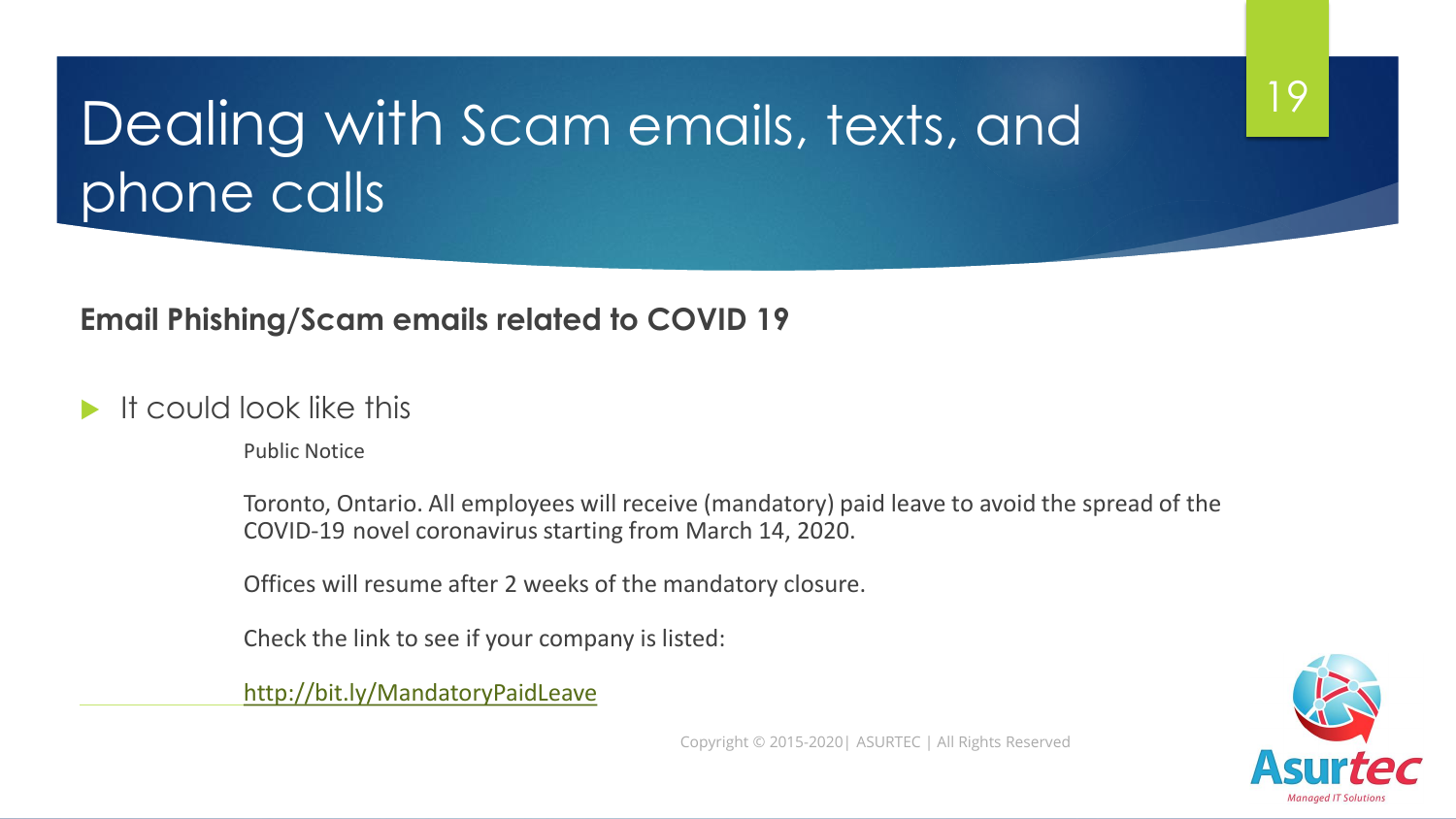# Dealing with Scam emails, texts, and phone calls

**Email Phishing/Scam emails related to COVID 19**

- It could look like this

  Public Notice

  Toronto, Ontario. All employees will receive (mandatory) paid leave to avoid the spread of the COVID-19 novel coronavirus starting from March 14, 2020.

  Offices will resume after 2 weeks of the mandatory closure.

  Check the link to see if your company is listed:

  http://bit.ly/MandatoryPaidLeave

Copyright © 2015-2020| ASURTEC | All Rights Reserved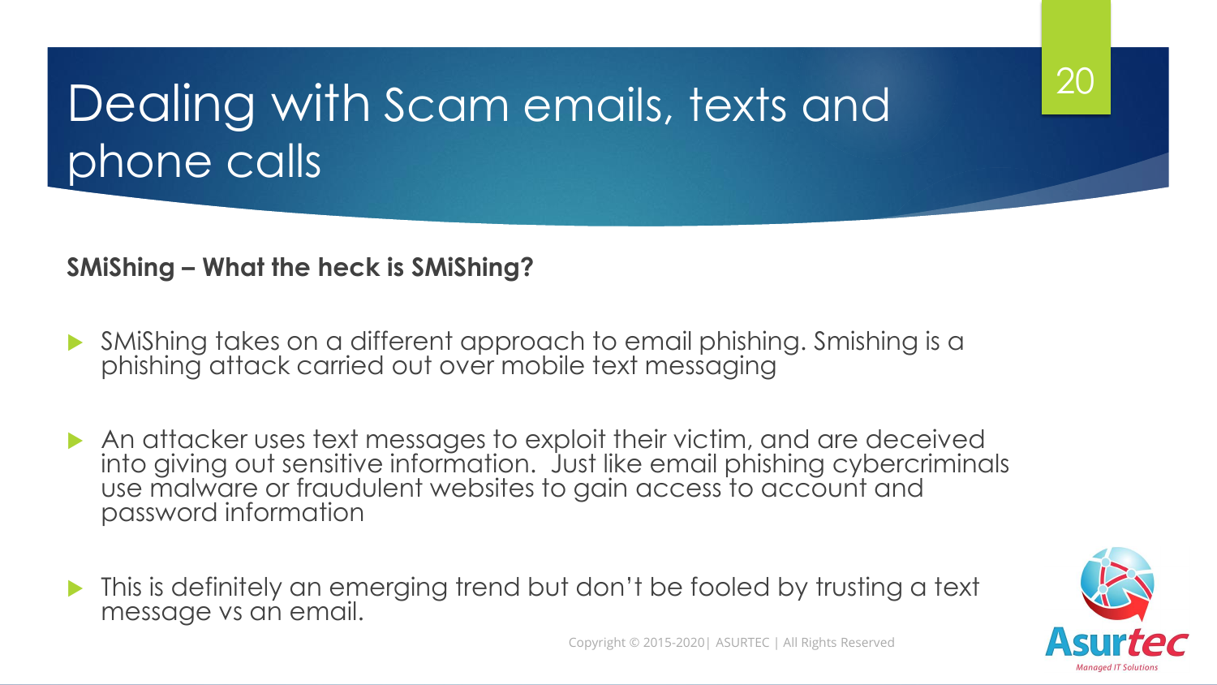# Dealing with Scam emails, texts and phone calls

**SMiShing – What the heck is SMiShing?**

- SMiShing takes on a different approach to email phishing. Smishing is a phishing attack carried out over mobile text messaging
- An attacker uses text messages to exploit their victim, and are deceived into giving out sensitive information. Just like email phishing cybercriminals use malware or fraudulent websites to gain access to account and password information
- This is definitely an emerging trend but don't be fooled by trusting a text message vs an email.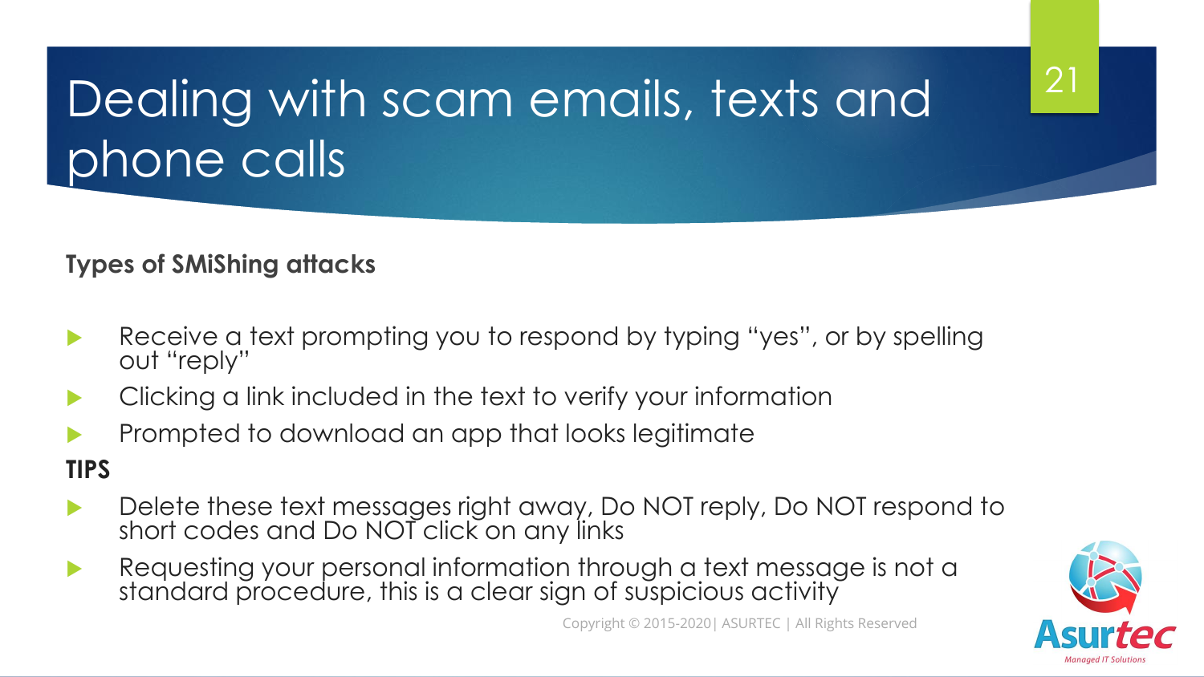# Dealing with scam emails, texts and phone calls

**Types of SMiShing attacks**

- Receive a text prompting you to respond by typing "yes", or by spelling out "reply"
- Clicking a link included in the text to verify your information
- Prompted to download an app that looks legitimate

**TIPS**

- Delete these text messages right away, Do NOT reply, Do NOT respond to short codes and Do NOT click on any links
- Requesting your personal information through a text message is not a standard procedure, this is a clear sign of suspicious activity

Copyright © 2015-2020| ASURTEC | All Rights Reserved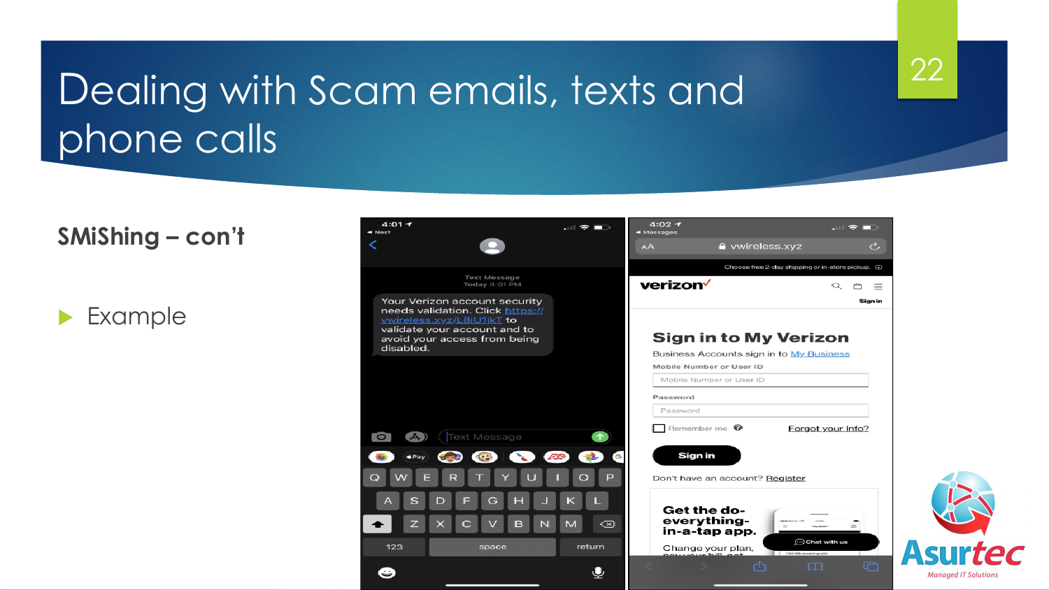# Dealing with Scam emails, texts and phone calls

**SMiShing – con't**

- Example

Your Verizon account security needs validation. Click https://vwireless.xyz/L8iU1jkT to validate your account and to avoid your access from being disabled.

vwireless.xyz

verizon

**Sign in to My Verizon**

Business Accounts sign in to My Business

Mobile Number or User ID

Password

Remember me

Forgot your Info?

Sign in

Don't have an account? Register

Get the do-everything-in-a-tap app.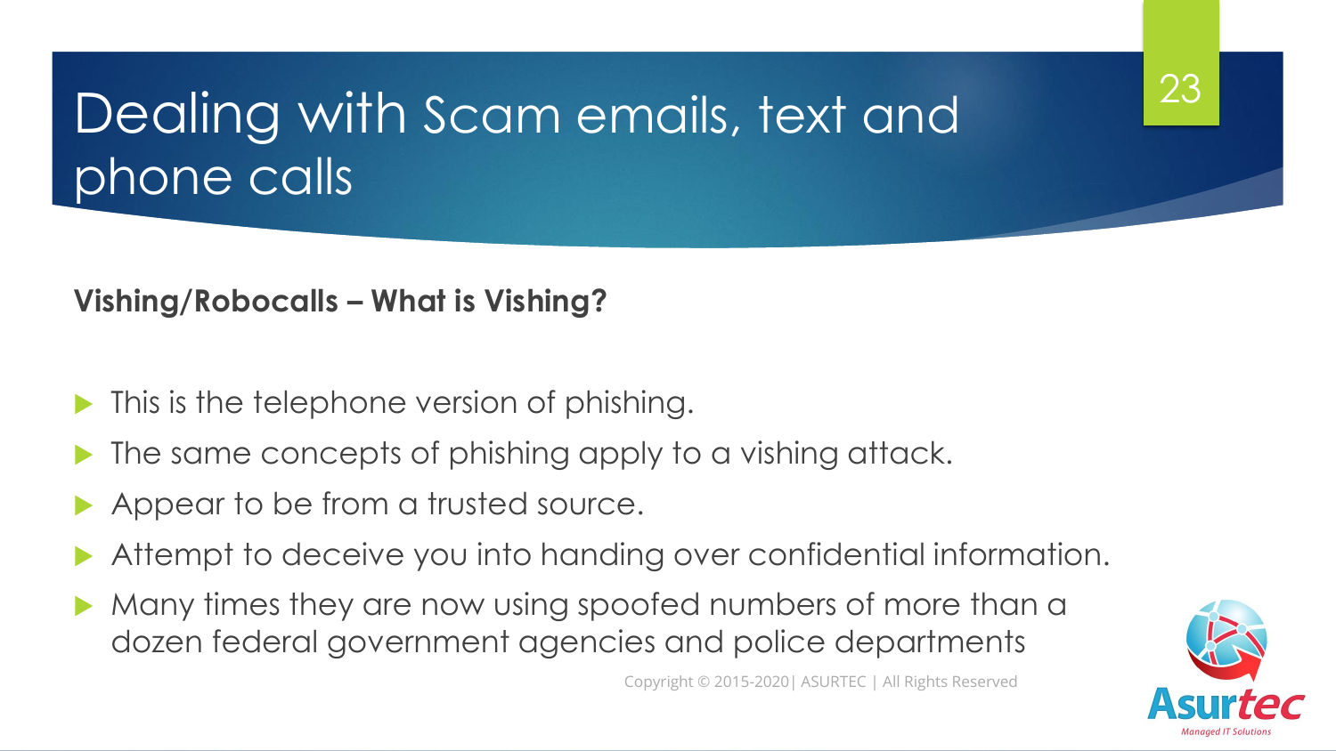# Dealing with Scam emails, text and phone calls

**Vishing/Robocalls – What is Vishing?**

- This is the telephone version of phishing.
- The same concepts of phishing apply to a vishing attack.
- Appear to be from a trusted source.
- Attempt to deceive you into handing over confidential information.
- Many times they are now using spoofed numbers of more than a dozen federal government agencies and police departments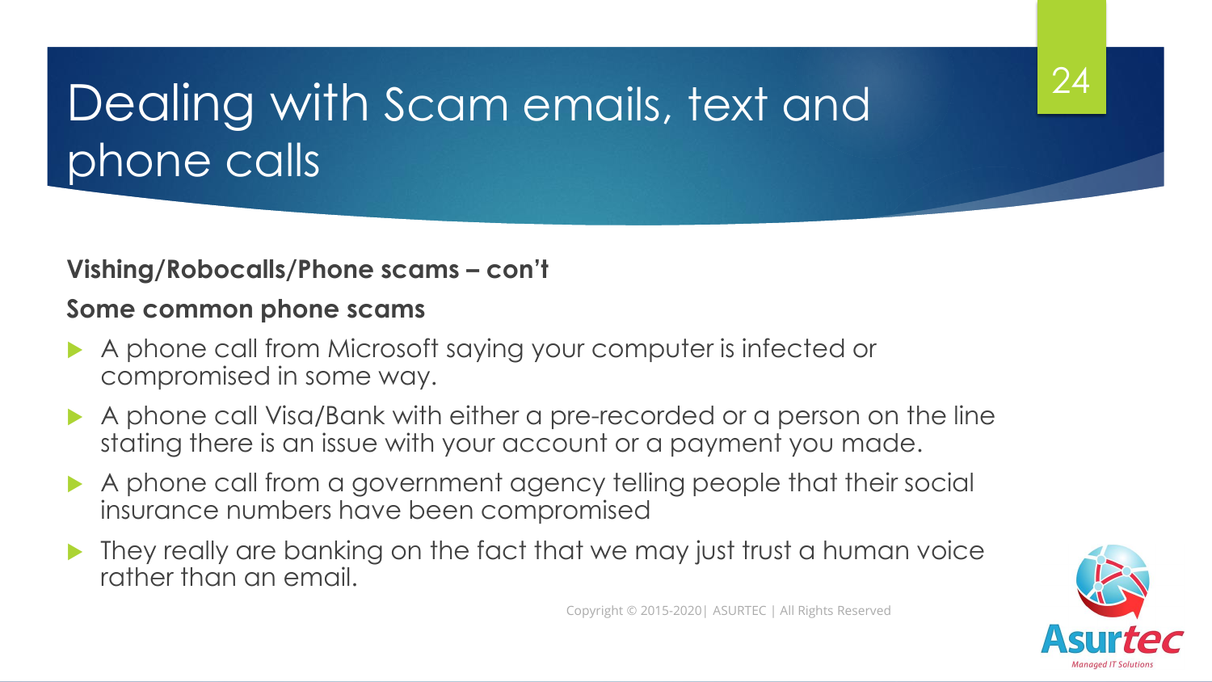# Dealing with Scam emails, text and phone calls

**Vishing/Robocalls/Phone scams – con't**

**Some common phone scams**

- A phone call from Microsoft saying your computer is infected or compromised in some way.
- A phone call Visa/Bank with either a pre-recorded or a person on the line stating there is an issue with your account or a payment you made.
- A phone call from a government agency telling people that their social insurance numbers have been compromised
- They really are banking on the fact that we may just trust a human voice rather than an email.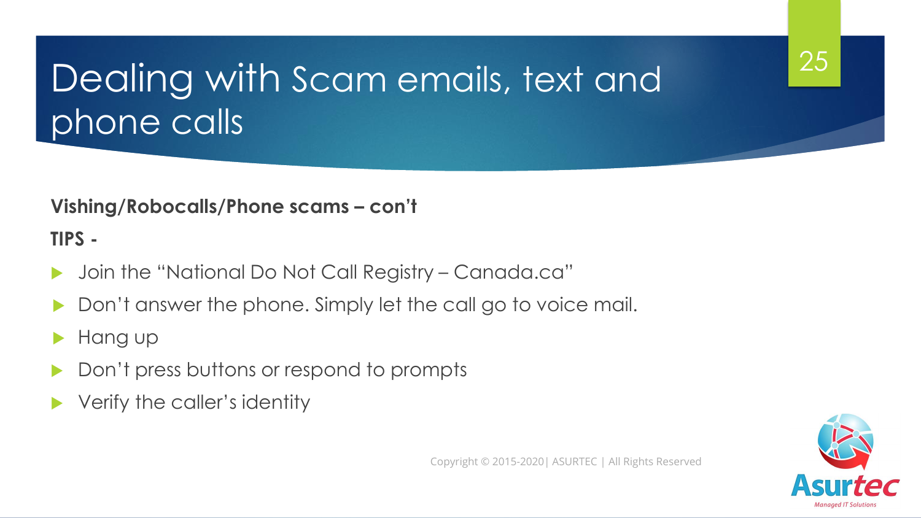# Dealing with Scam emails, text and phone calls

**Vishing/Robocalls/Phone scams – con't**

**TIPS -**

- Join the "National Do Not Call Registry – Canada.ca"
- Don't answer the phone. Simply let the call go to voice mail.
- Hang up
- Don't press buttons or respond to prompts
- Verify the caller's identity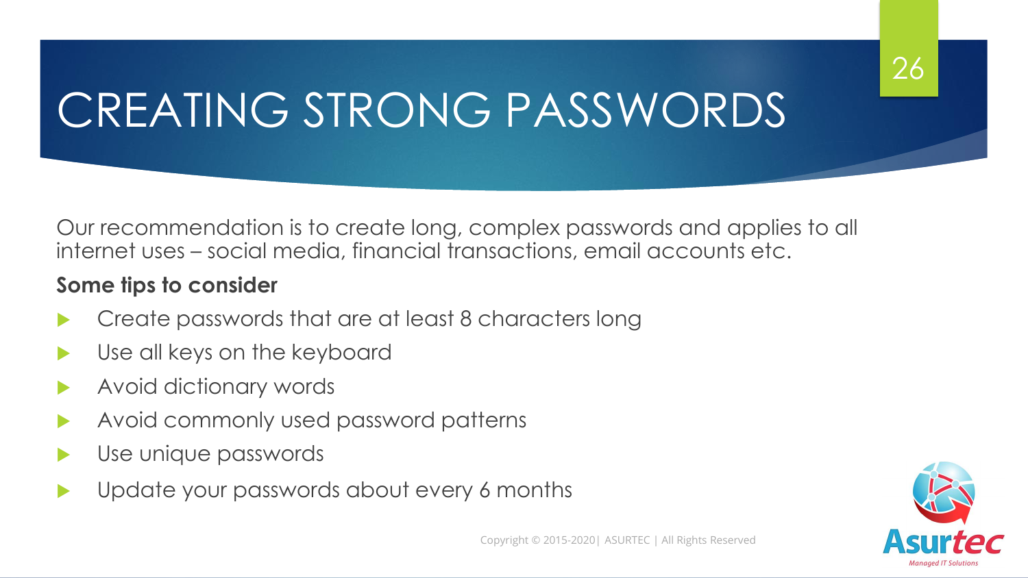# CREATING STRONG PASSWORDS

Our recommendation is to create long, complex passwords and applies to all internet uses – social media, financial transactions, email accounts etc.

**Some tips to consider**

- Create passwords that are at least 8 characters long
- Use all keys on the keyboard
- Avoid dictionary words
- Avoid commonly used password patterns
- Use unique passwords
- Update your passwords about every 6 months

Copyright © 2015-2020| ASURTEC | All Rights Reserved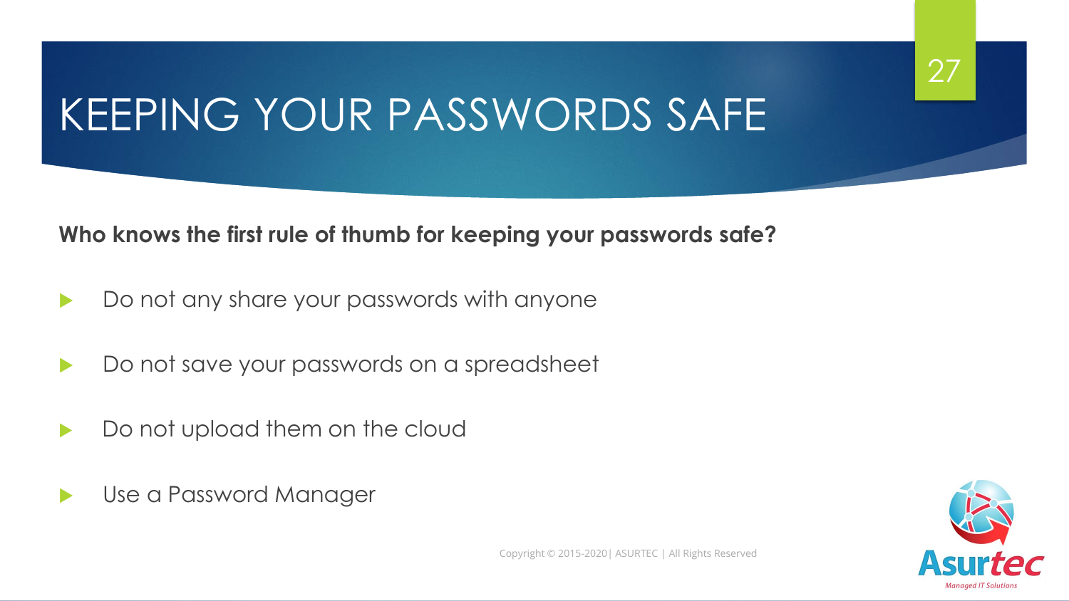# KEEPING YOUR PASSWORDS SAFE

**Who knows the first rule of thumb for keeping your passwords safe?**

- Do not any share your passwords with anyone
- Do not save your passwords on a spreadsheet
- Do not upload them on the cloud
- Use a Password Manager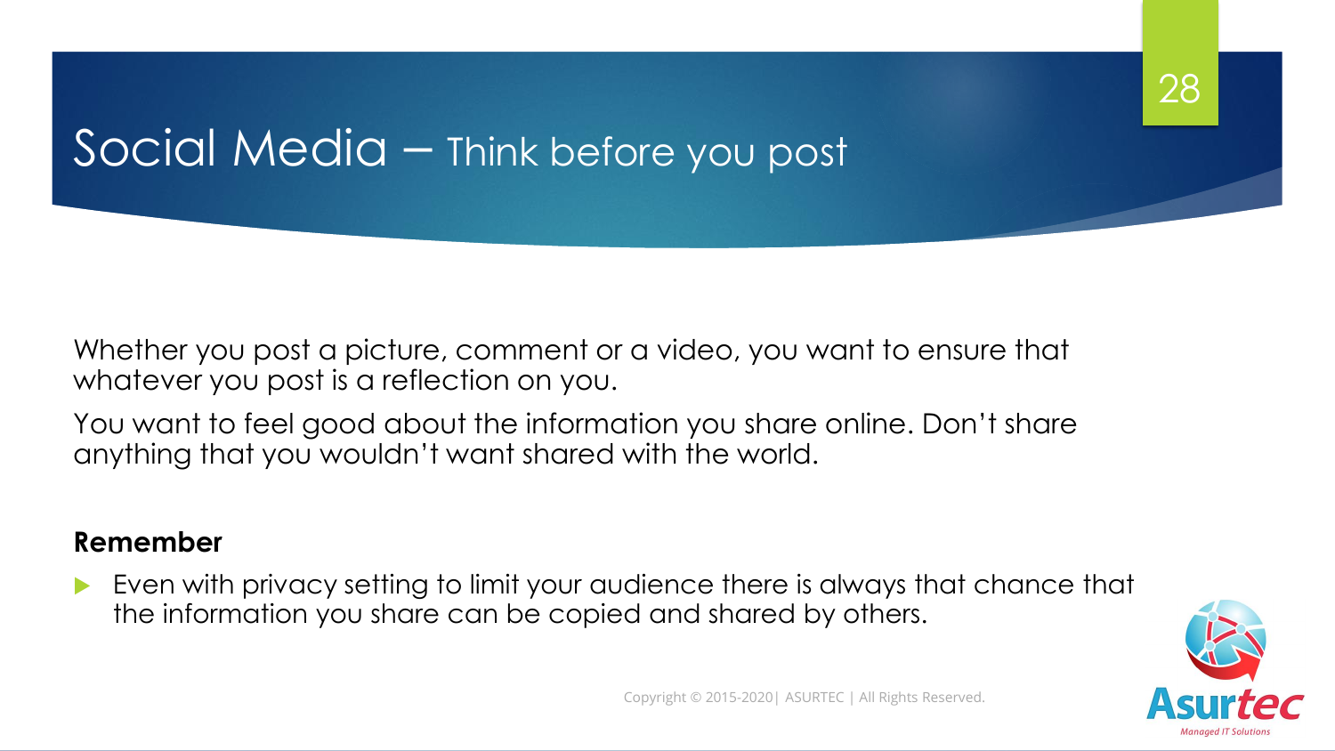# Social Media – Think before you post

Whether you post a picture, comment or a video, you want to ensure that whatever you post is a reflection on you.

You want to feel good about the information you share online. Don't share anything that you wouldn't want shared with the world.

**Remember**

- Even with privacy setting to limit your audience there is always that chance that the information you share can be copied and shared by others.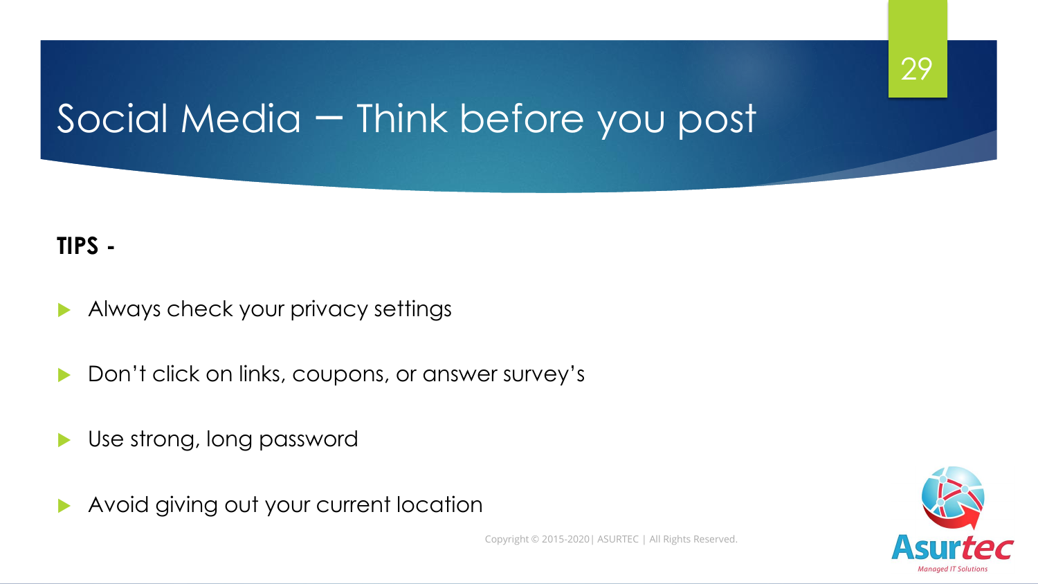# Social Media – Think before you post

**TIPS -**

- Always check your privacy settings
- Don't click on links, coupons, or answer survey's
- Use strong, long password
- Avoid giving out your current location

Copyright © 2015-2020| ASURTEC | All Rights Reserved.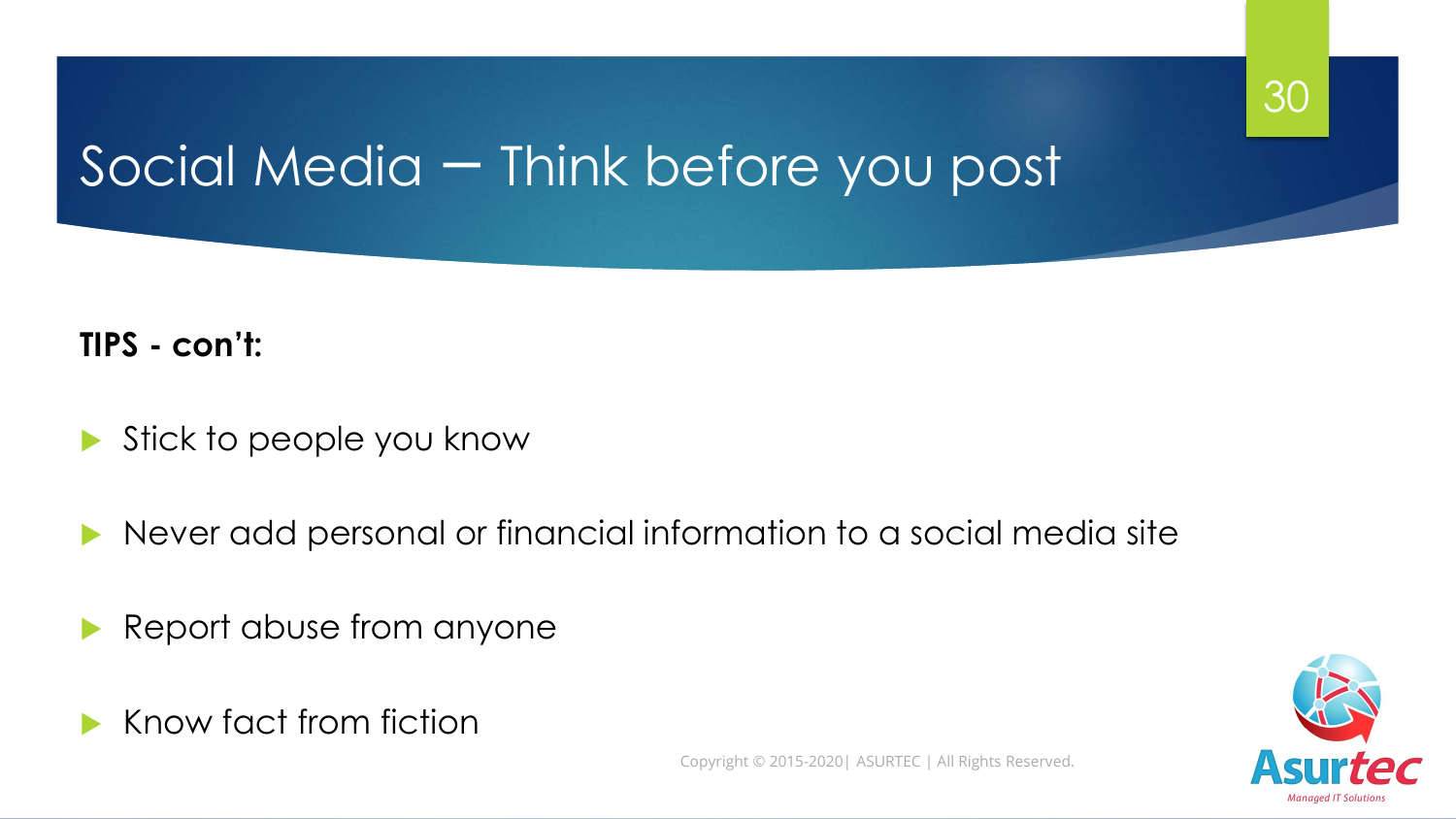# Social Media – Think before you post

**TIPS - con't:**

- Stick to people you know
- Never add personal or financial information to a social media site
- Report abuse from anyone
- Know fact from fiction

Copyright © 2015-2020| ASURTEC | All Rights Reserved.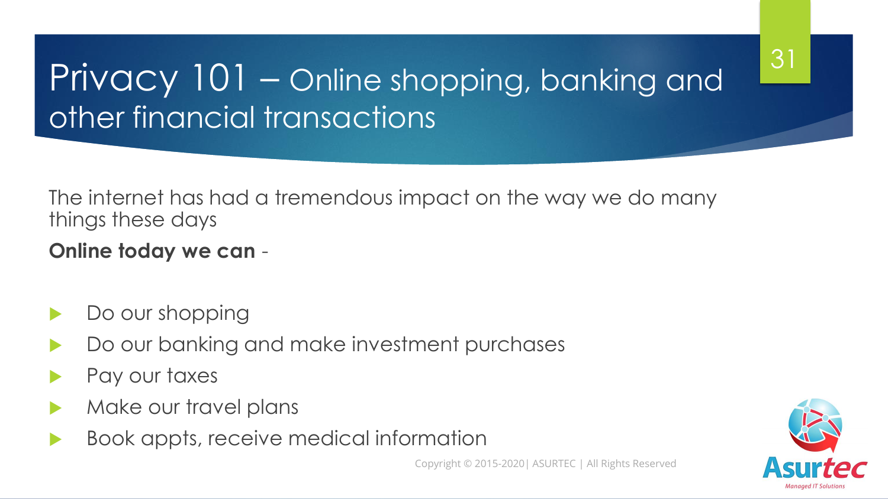# Privacy 101 – Online shopping, banking and other financial transactions

The internet has had a tremendous impact on the way we do many things these days

**Online today we can** -

- Do our shopping
- Do our banking and make investment purchases
- Pay our taxes
- Make our travel plans
- Book appts, receive medical information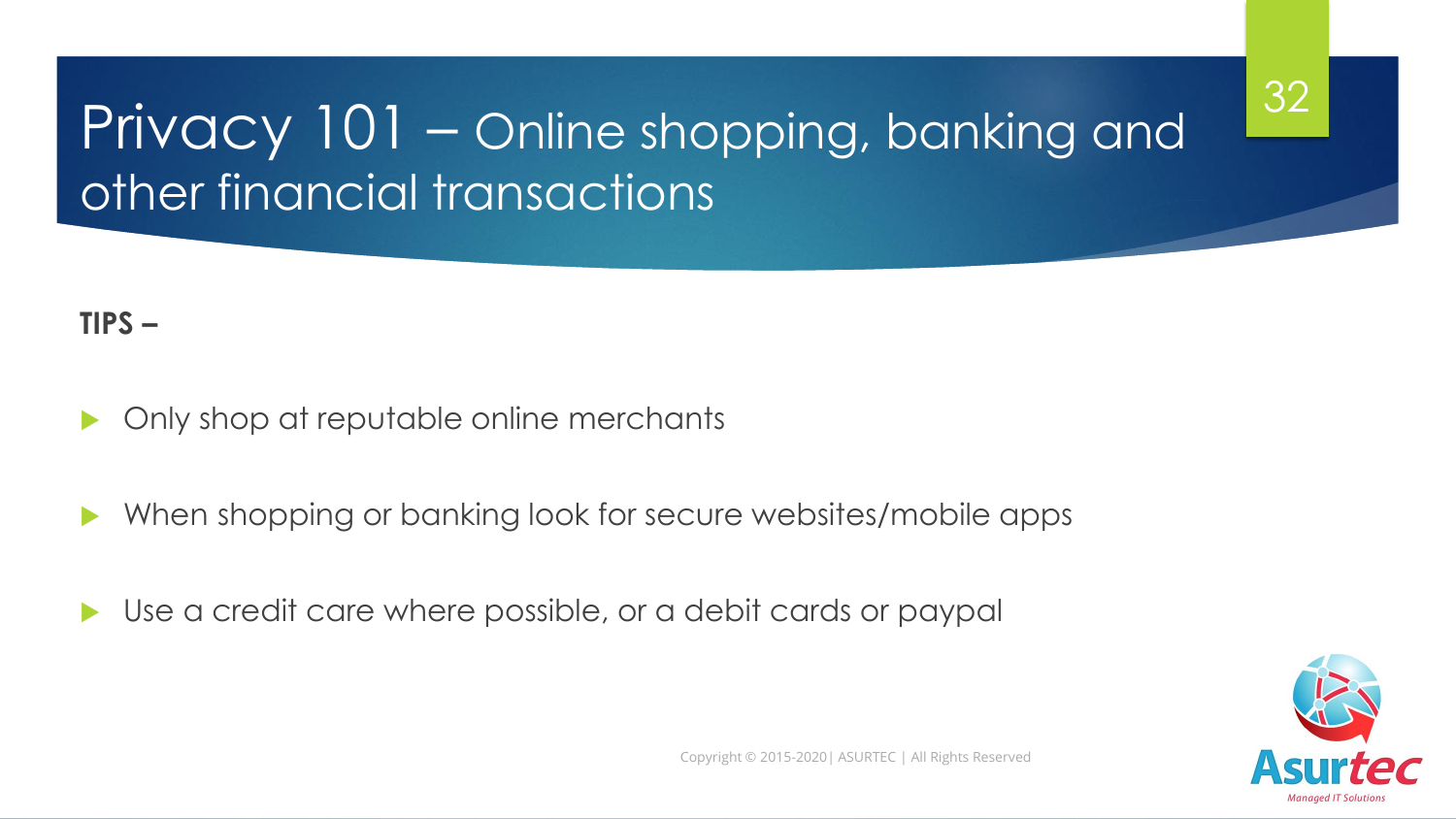# Privacy 101 – Online shopping, banking and other financial transactions

**TIPS –**

- Only shop at reputable online merchants
- When shopping or banking look for secure websites/mobile apps
- Use a credit care where possible, or a debit cards or paypal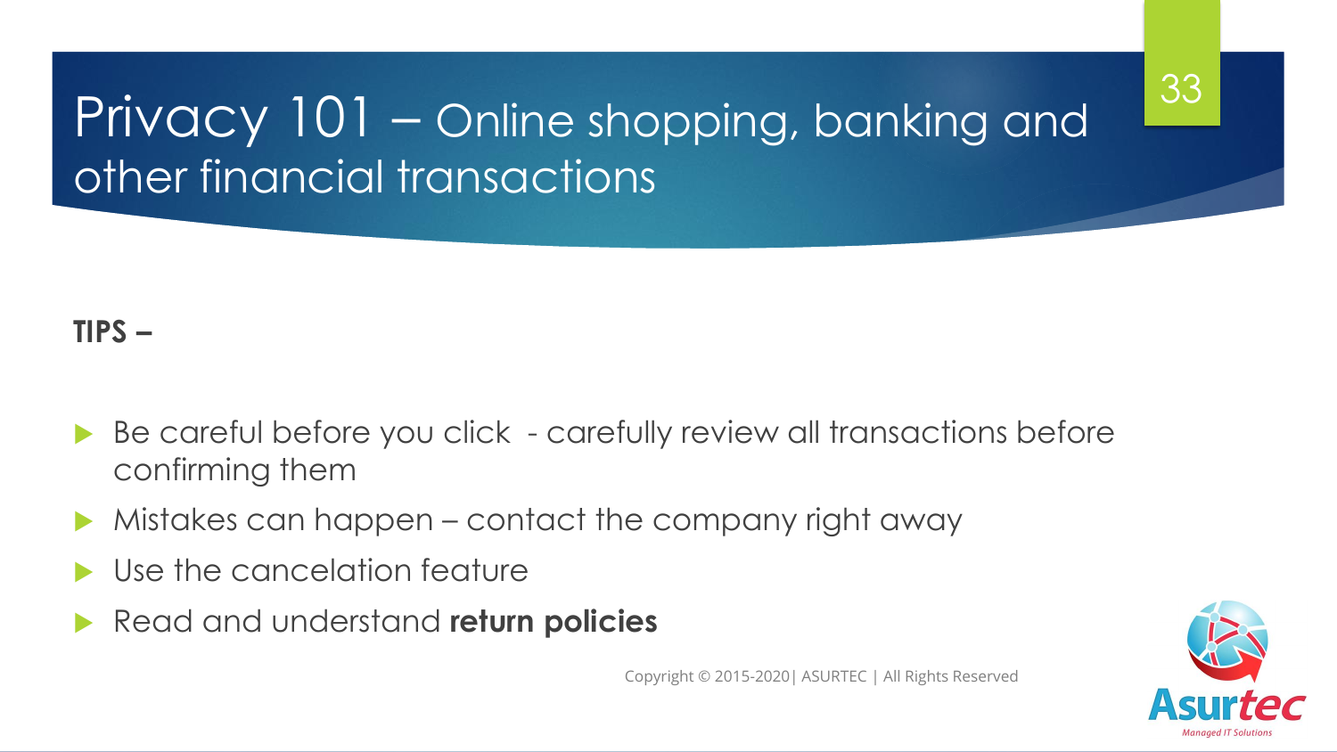# Privacy 101 – Online shopping, banking and other financial transactions

**TIPS –**

- Be careful before you click - carefully review all transactions before confirming them
- Mistakes can happen – contact the company right away
- Use the cancelation feature
- Read and understand **return policies**

Copyright © 2015-2020| ASURTEC | All Rights Reserved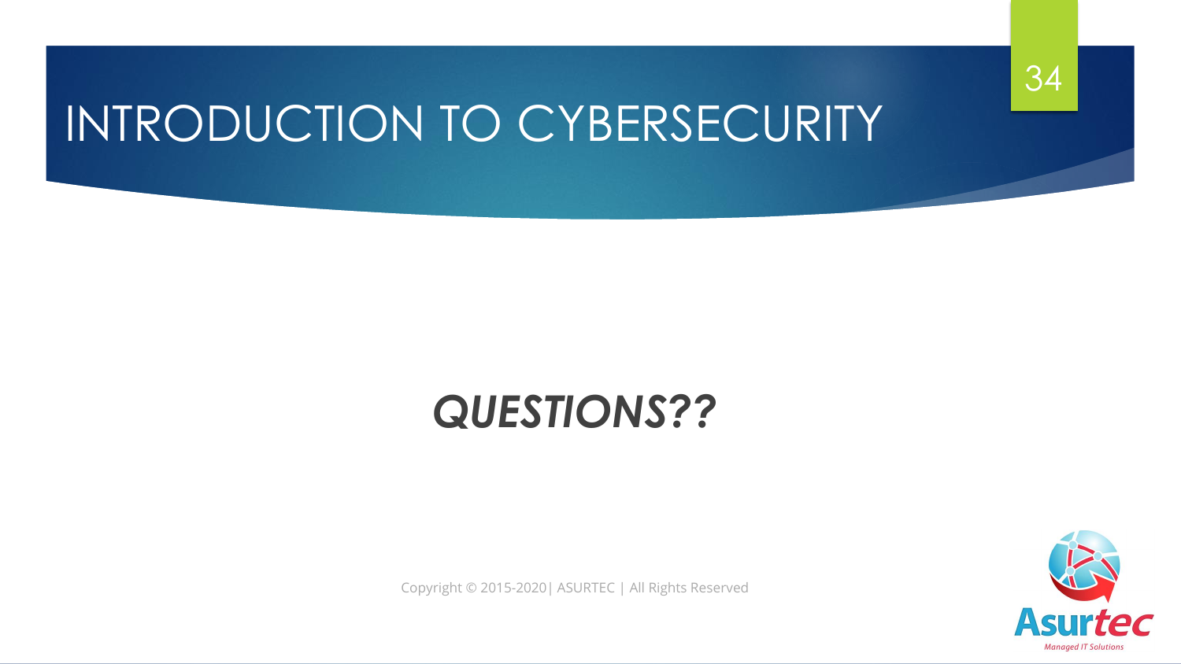# INTRODUCTION TO CYBERSECURITY

***QUESTIONS??***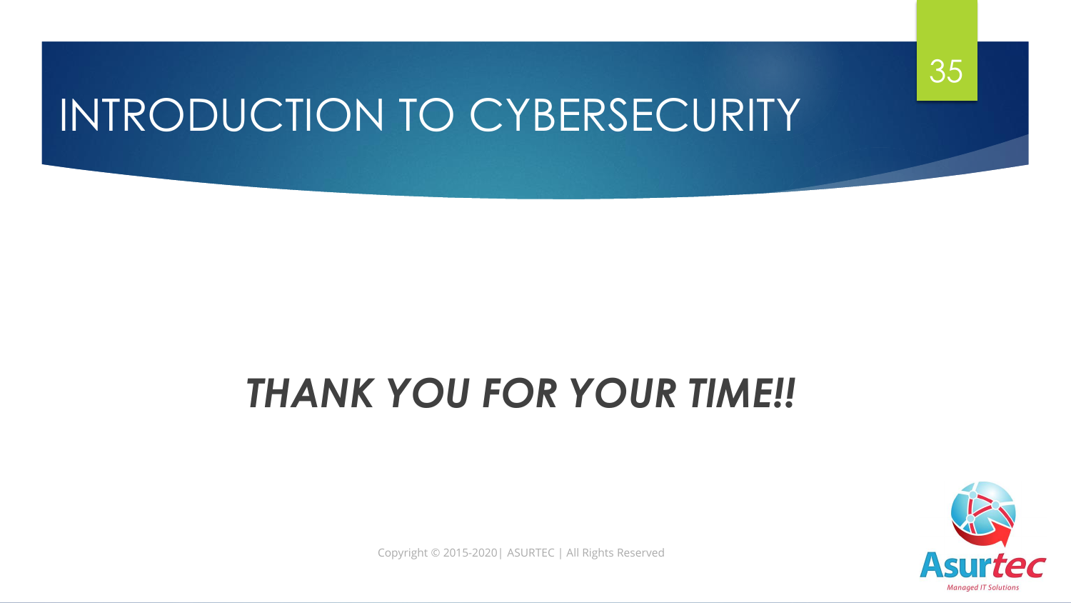# INTRODUCTION TO CYBERSECURITY

***THANK YOU FOR YOUR TIME!!***

Copyright © 2015-2020| ASURTEC | All Rights Reserved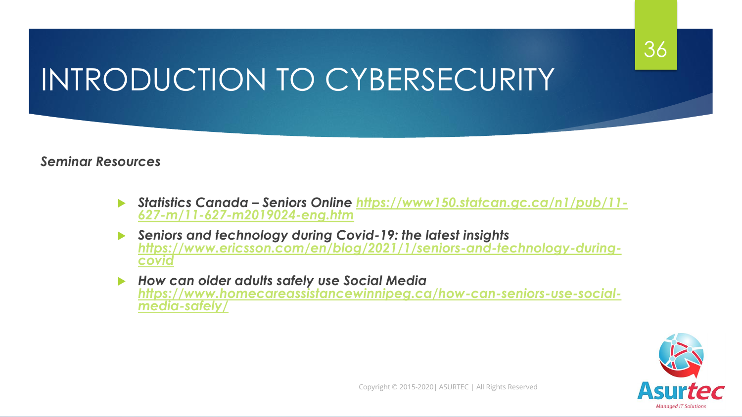# INTRODUCTION TO CYBERSECURITY

*Seminar Resources*

- ***Statistics Canada – Seniors Online*** *https://www150.statcan.gc.ca/n1/pub/11-627-m/11-627-m2019024-eng.htm*
- ***Seniors and technology during Covid-19: the latest insights*** *https://www.ericsson.com/en/blog/2021/1/seniors-and-technology-during-covid*
- ***How can older adults safely use Social Media*** *https://www.homecareassistancewinnipeg.ca/how-can-seniors-use-social-media-safely/*

Copyright © 2015-2020| ASURTEC | All Rights Reserved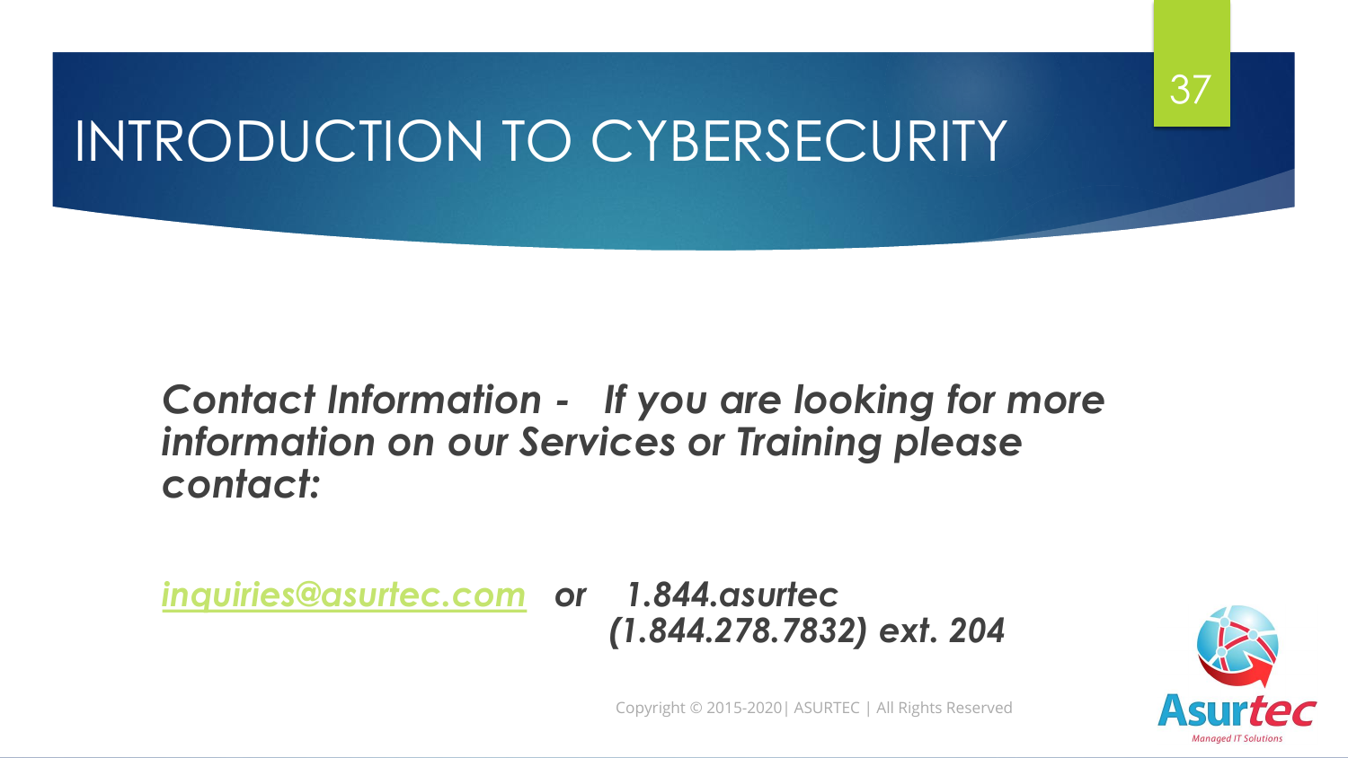# INTRODUCTION TO CYBERSECURITY

***Contact Information - If you are looking for more information on our Services or Training please contact:***

***inquiries@asurtec.com or 1.844.asurtec (1.844.278.7832) ext. 204***

Copyright © 2015-2020| ASURTEC | All Rights Reserved

Asurtec
Managed IT Solutions